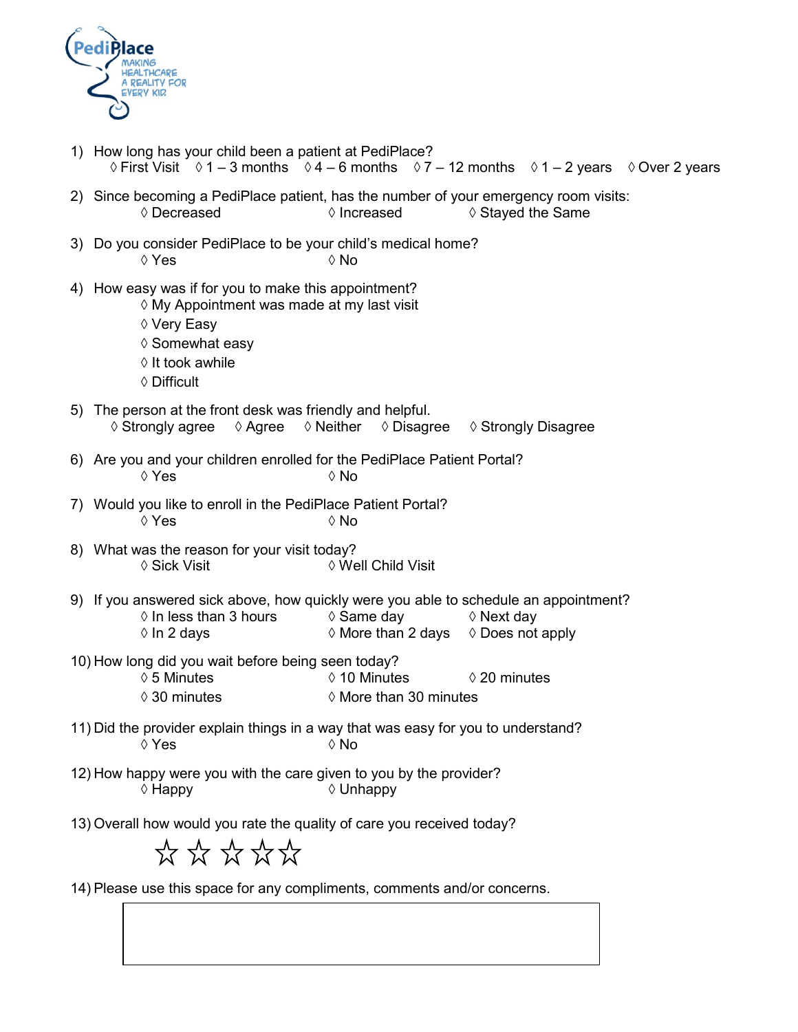PediPlace
MAKING HEALTHCARE A REALITY FOR EVERY KID

1) How long has your child been a patient at PediPlace?
   ◊ First Visit ◊ 1 – 3 months ◊ 4 – 6 months ◊ 7 – 12 months ◊ 1 – 2 years ◊ Over 2 years

2) Since becoming a PediPlace patient, has the number of your emergency room visits:
   ◊ Decreased ◊ Increased ◊ Stayed the Same

3) Do you consider PediPlace to be your child's medical home?
   ◊ Yes ◊ No

4) How easy was if for you to make this appointment?
   ◊ My Appointment was made at my last visit
   ◊ Very Easy
   ◊ Somewhat easy
   ◊ It took awhile
   ◊ Difficult

5) The person at the front desk was friendly and helpful.
   ◊ Strongly agree ◊ Agree ◊ Neither ◊ Disagree ◊ Strongly Disagree

6) Are you and your children enrolled for the PediPlace Patient Portal?
   ◊ Yes ◊ No

7) Would you like to enroll in the PediPlace Patient Portal?
   ◊ Yes ◊ No

8) What was the reason for your visit today?
   ◊ Sick Visit ◊ Well Child Visit

9) If you answered sick above, how quickly were you able to schedule an appointment?
   ◊ In less than 3 hours ◊ Same day ◊ Next day
   ◊ In 2 days ◊ More than 2 days ◊ Does not apply

10) How long did you wait before being seen today?
    ◊ 5 Minutes ◊ 10 Minutes ◊ 20 minutes
    ◊ 30 minutes ◊ More than 30 minutes

11) Did the provider explain things in a way that was easy for you to understand?
    ◊ Yes ◊ No

12) How happy were you with the care given to you by the provider?
    ◊ Happy ◊ Unhappy

13) Overall how would you rate the quality of care you received today?

    ☆ ☆ ☆ ☆ ☆

14) Please use this space for any compliments, comments and/or concerns.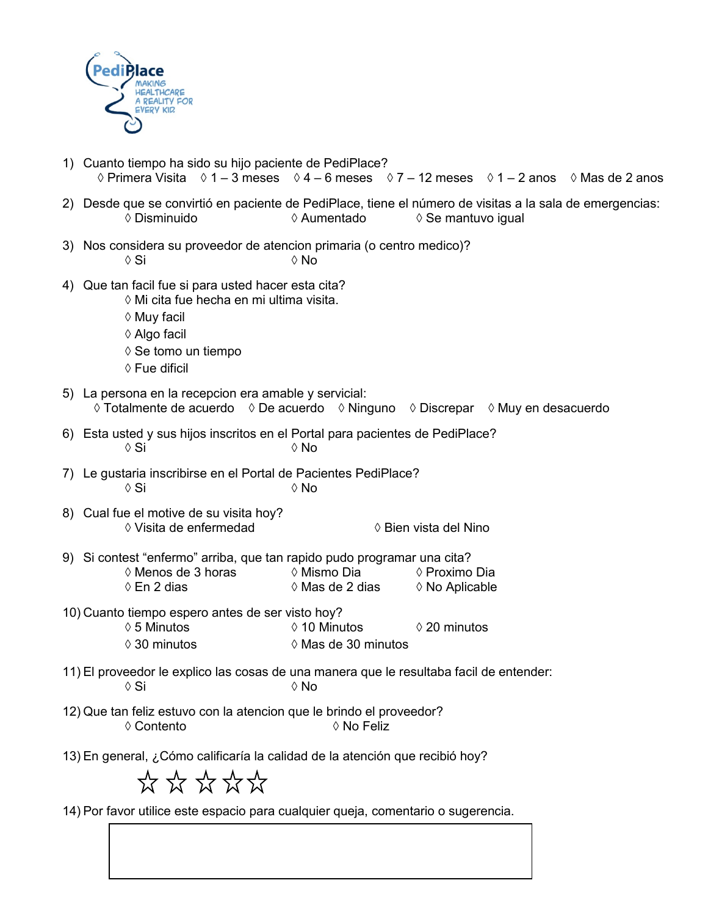PediPlace
MAKING HEALTHCARE A REALITY FOR EVERY KID

1) Cuanto tiempo ha sido su hijo paciente de PediPlace?
   ◊ Primera Visita ◊ 1 – 3 meses ◊ 4 – 6 meses ◊ 7 – 12 meses ◊ 1 – 2 anos ◊ Mas de 2 anos

2) Desde que se convirtió en paciente de PediPlace, tiene el número de visitas a la sala de emergencias:
   ◊ Disminuido ◊ Aumentado ◊ Se mantuvo igual

3) Nos considera su proveedor de atencion primaria (o centro medico)?
   ◊ Si ◊ No

4) Que tan facil fue si para usted hacer esta cita?
   ◊ Mi cita fue hecha en mi ultima visita.
   ◊ Muy facil
   ◊ Algo facil
   ◊ Se tomo un tiempo
   ◊ Fue dificil

5) La persona en la recepcion era amable y servicial:
   ◊ Totalmente de acuerdo ◊ De acuerdo ◊ Ninguno ◊ Discrepar ◊ Muy en desacuerdo

6) Esta usted y sus hijos inscritos en el Portal para pacientes de PediPlace?
   ◊ Si ◊ No

7) Le gustaria inscribirse en el Portal de Pacientes PediPlace?
   ◊ Si ◊ No

8) Cual fue el motive de su visita hoy?
   ◊ Visita de enfermedad ◊ Bien vista del Nino

9) Si contest "enfermo" arriba, que tan rapido pudo programar una cita?
   ◊ Menos de 3 horas ◊ Mismo Dia ◊ Proximo Dia
   ◊ En 2 dias ◊ Mas de 2 dias ◊ No Aplicable

10) Cuanto tiempo espero antes de ser visto hoy?
   ◊ 5 Minutos ◊ 10 Minutos ◊ 20 minutos
   ◊ 30 minutos ◊ Mas de 30 minutos

11) El proveedor le explico las cosas de una manera que le resultaba facil de entender:
   ◊ Si ◊ No

12) Que tan feliz estuvo con la atencion que le brindo el proveedor?
   ◊ Contento ◊ No Feliz

13) En general, ¿Cómo calificaría la calidad de la atención que recibió hoy?
   ☆ ☆ ☆ ☆ ☆

14) Por favor utilice este espacio para cualquier queja, comentario o sugerencia.